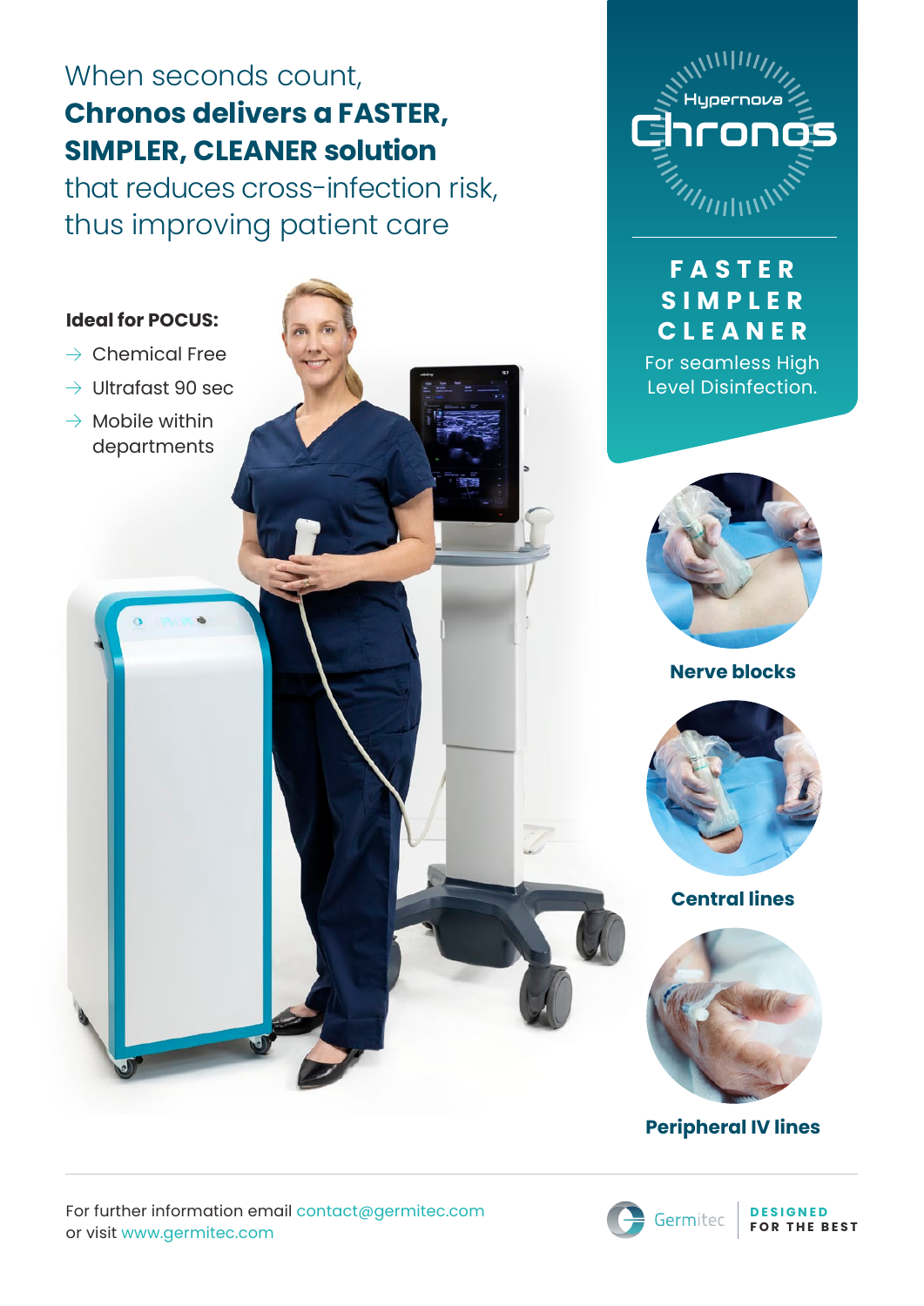When seconds count,
**Chronos delivers a FASTER, SIMPLER, CLEANER solution**
that reduces cross-infection risk, thus improving patient care

**Ideal for POCUS:**

- Chemical Free
- Ultrafast 90 sec
- Mobile within departments

Hypernova
# Chronos

**FASTER**
**SIMPLER**
**CLEANER**
For seamless High Level Disinfection.

**Nerve blocks**

**Central lines**

**Peripheral IV lines**

For further information email contact@germitec.com
or visit www.germitec.com

Germitec | DESIGNED FOR THE BEST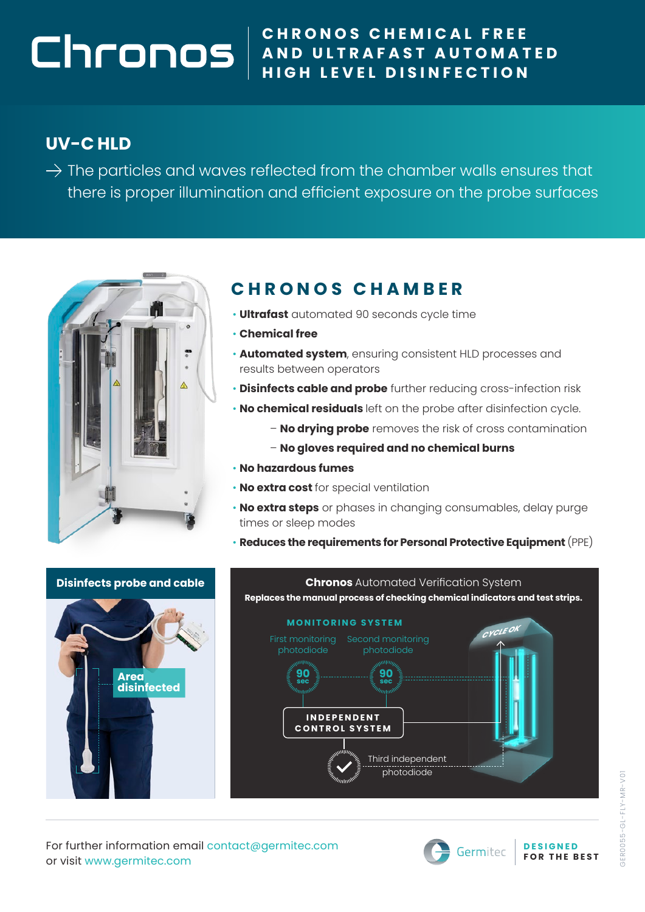# Chronos

**CHRONOS CHEMICAL FREE AND ULTRAFAST AUTOMATED HIGH LEVEL DISINFECTION**

## UV-C HLD

→ The particles and waves reflected from the chamber walls ensures that there is proper illumination and efficient exposure on the probe surfaces

## CHRONOS CHAMBER

- **Ultrafast** automated 90 seconds cycle time
- **Chemical free**
- **Automated system**, ensuring consistent HLD processes and results between operators
- **Disinfects cable and probe** further reducing cross-infection risk
- **No chemical residuals** left on the probe after disinfection cycle.
  - – **No drying probe** removes the risk of cross contamination
  - – **No gloves required and no chemical burns**
- **No hazardous fumes**
- **No extra cost** for special ventilation
- **No extra steps** or phases in changing consumables, delay purge times or sleep modes
- **Reduces the requirements for Personal Protective Equipment** (PPE)

**Disinfects probe and cable**

Area disinfected

**Chronos** Automated Verification System

**Replaces the manual process of checking chemical indicators and test strips.**

MONITORING SYSTEM

First monitoring photodiode

Second monitoring photodiode

90 sec

90 sec

INDEPENDENT CONTROL SYSTEM

Third independent photodiode

CYCLE OK

For further information email contact@germitec.com or visit www.germitec.com

Germitec | DESIGNED FOR THE BEST

GER0055-GL-FLY-MR-V01